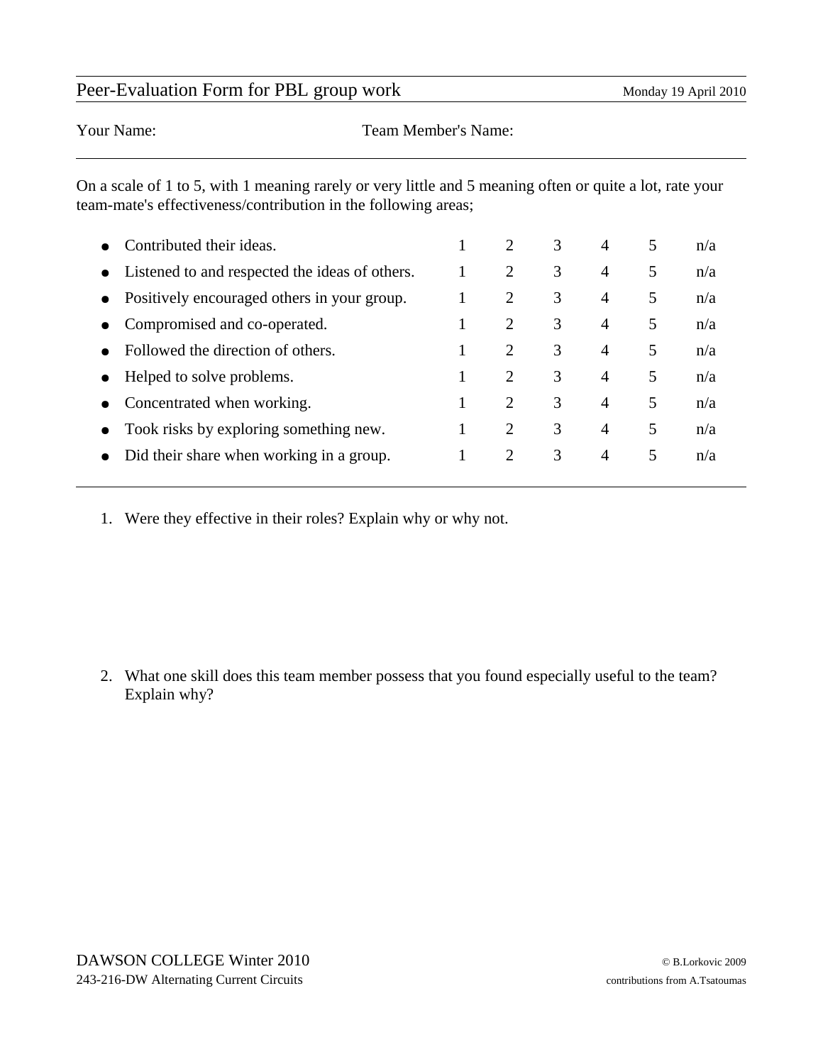# Peer-Evaluation Form for PBL group work

Monday 19 April 2010

Your Name: Team Member's Name:

---

On a scale of 1 to 5, with 1 meaning rarely or very little and 5 meaning often or quite a lot, rate your team-mate's effectiveness/contribution in the following areas;

| | | | | | | |
|---|---|---|---|---|---|---|
| • Contributed their ideas. | 1 | 2 | 3 | 4 | 5 | n/a |
| • Listened to and respected the ideas of others. | 1 | 2 | 3 | 4 | 5 | n/a |
| • Positively encouraged others in your group. | 1 | 2 | 3 | 4 | 5 | n/a |
| • Compromised and co-operated. | 1 | 2 | 3 | 4 | 5 | n/a |
| • Followed the direction of others. | 1 | 2 | 3 | 4 | 5 | n/a |
| • Helped to solve problems. | 1 | 2 | 3 | 4 | 5 | n/a |
| • Concentrated when working. | 1 | 2 | 3 | 4 | 5 | n/a |
| • Took risks by exploring something new. | 1 | 2 | 3 | 4 | 5 | n/a |
| • Did their share when working in a group. | 1 | 2 | 3 | 4 | 5 | n/a |

---

1. Were they effective in their roles? Explain why or why not.

2. What one skill does this team member possess that you found especially useful to the team? Explain why?

DAWSON COLLEGE Winter 2010
243-216-DW Alternating Current Circuits

© B.Lorkovic 2009
contributions from A.Tsatoumas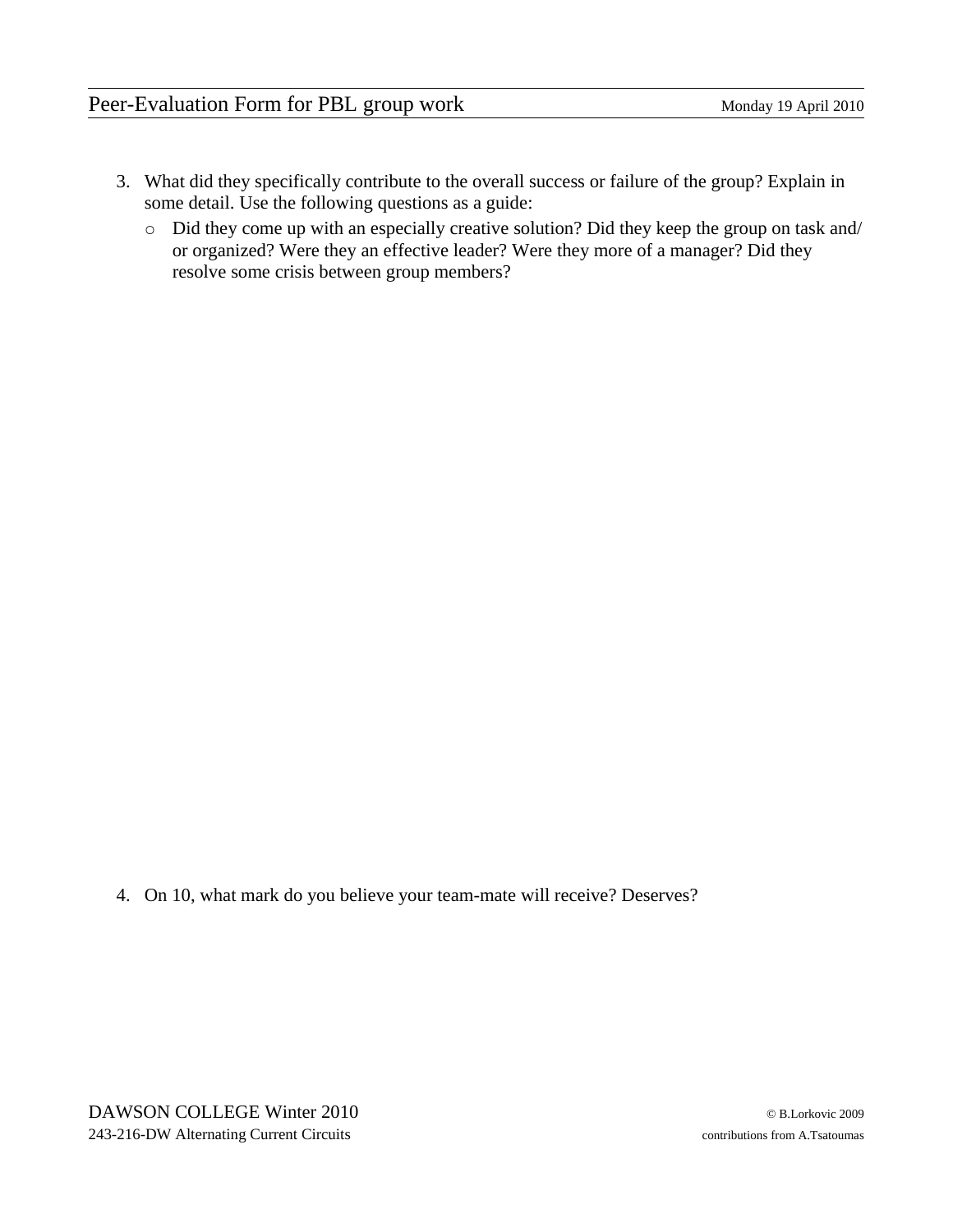3. What did they specifically contribute to the overall success or failure of the group? Explain in some detail. Use the following questions as a guide:
   - Did they come up with an especially creative solution? Did they keep the group on task and/ or organized? Were they an effective leader? Were they more of a manager? Did they resolve some crisis between group members?

4. On 10, what mark do you believe your team-mate will receive? Deserves?